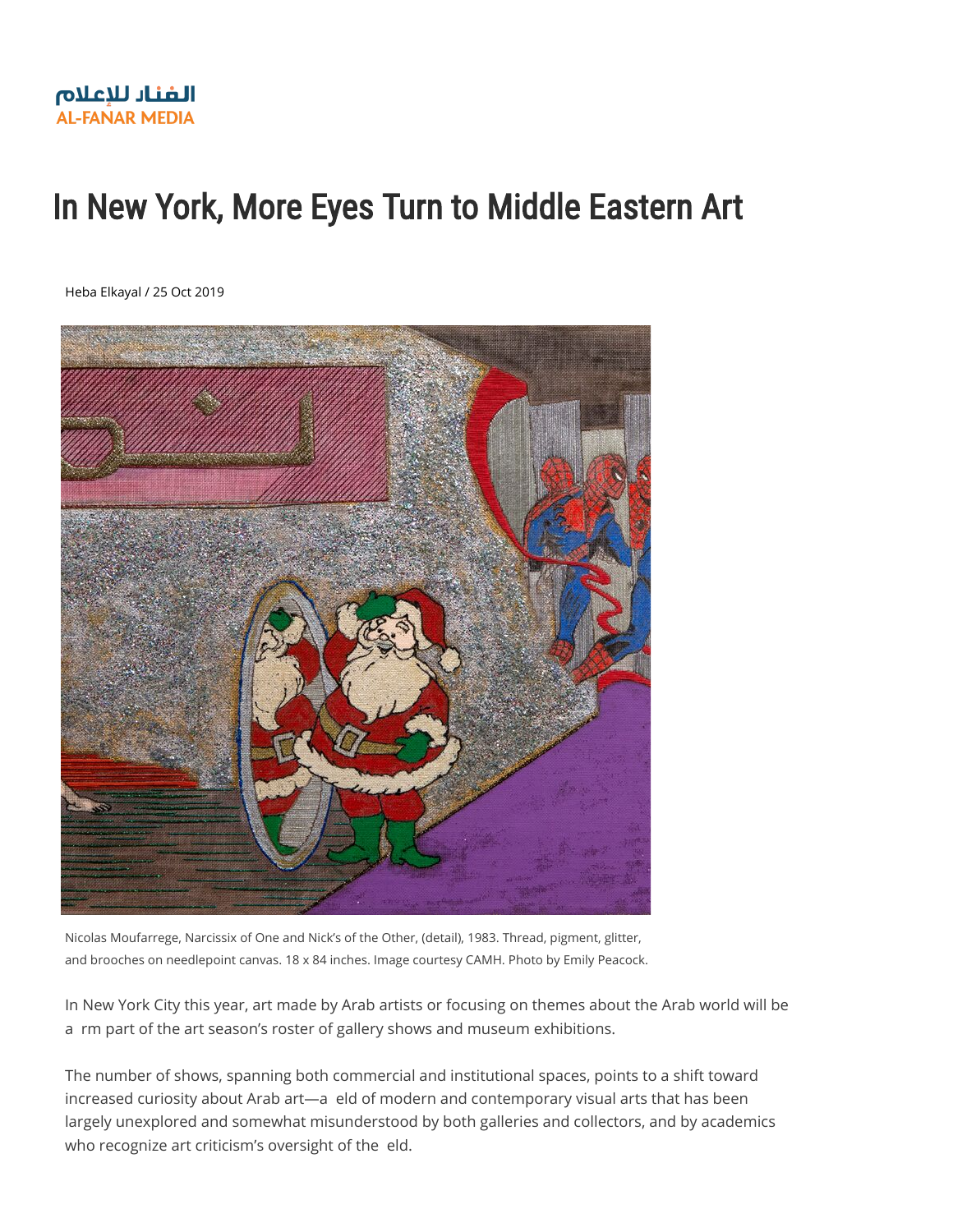الفنار للإعلام
AL-FANAR MEDIA

# In New York, More Eyes Turn to Middle Eastern Art

Heba Elkayal / 25 Oct 2019

Nicolas Moufarrege, Narcissix of One and Nick's of the Other, (detail), 1983. Thread, pigment, glitter, and brooches on needlepoint canvas. 18 x 84 inches. Image courtesy CAMH. Photo by Emily Peacock.

In New York City this year, art made by Arab artists or focusing on themes about the Arab world will be a rm part of the art season's roster of gallery shows and museum exhibitions.

The number of shows, spanning both commercial and institutional spaces, points to a shift toward increased curiosity about Arab art—a eld of modern and contemporary visual arts that has been largely unexplored and somewhat misunderstood by both galleries and collectors, and by academics who recognize art criticism's oversight of the eld.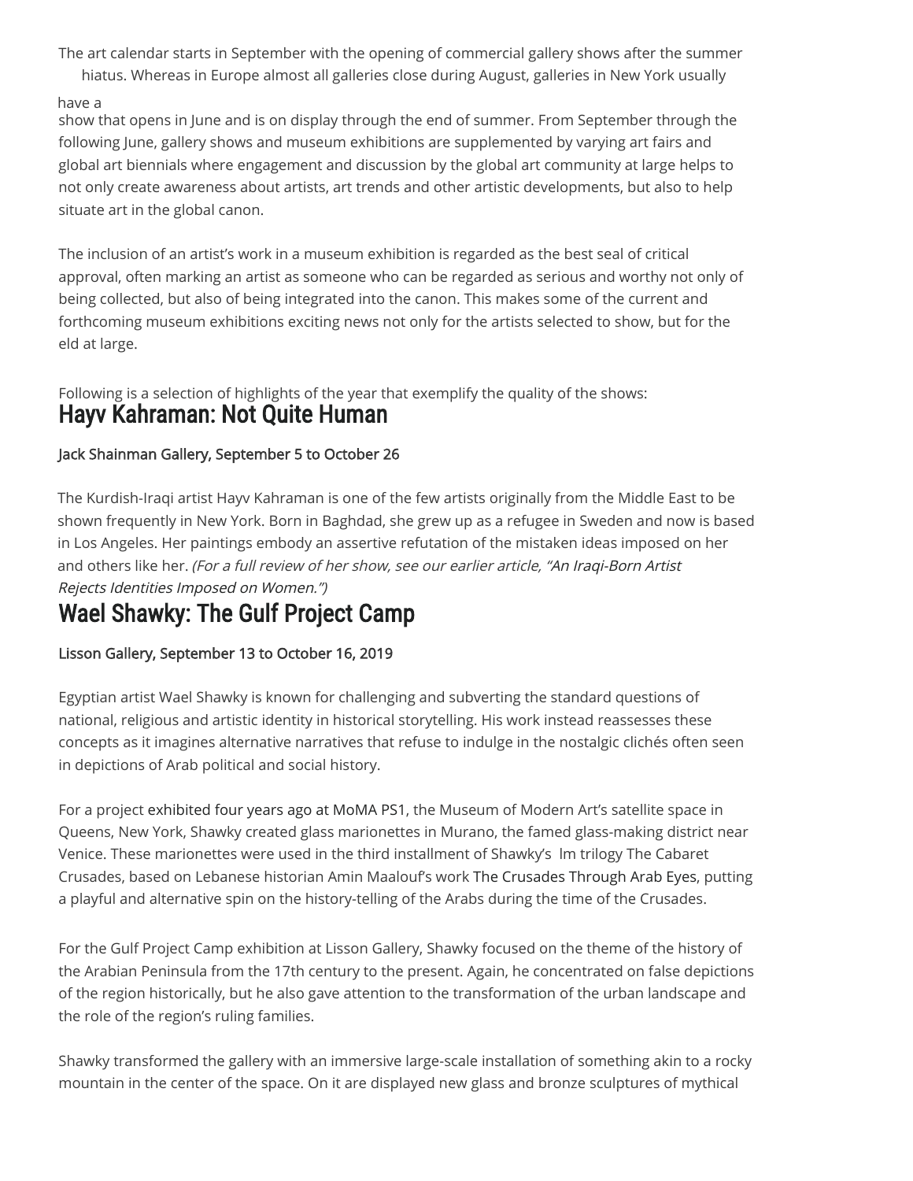The art calendar starts in September with the opening of commercial gallery shows after the summer hiatus. Whereas in Europe almost all galleries close during August, galleries in New York usually have a show that opens in June and is on display through the end of summer. From September through the following June, gallery shows and museum exhibitions are supplemented by varying art fairs and global art biennials where engagement and discussion by the global art community at large helps to not only create awareness about artists, art trends and other artistic developments, but also to help situate art in the global canon.

The inclusion of an artist's work in a museum exhibition is regarded as the best seal of critical approval, often marking an artist as someone who can be regarded as serious and worthy not only of being collected, but also of being integrated into the canon. This makes some of the current and forthcoming museum exhibitions exciting news not only for the artists selected to show, but for the eld at large.

Following is a selection of highlights of the year that exemplify the quality of the shows:

## Hayv Kahraman: Not Quite Human

**Jack Shainman Gallery, September 5 to October 26**

The Kurdish-Iraqi artist Hayv Kahraman is one of the few artists originally from the Middle East to be shown frequently in New York. Born in Baghdad, she grew up as a refugee in Sweden and now is based in Los Angeles. Her paintings embody an assertive refutation of the mistaken ideas imposed on her and others like her. *(For a full review of her show, see our earlier article, "An Iraqi-Born Artist Rejects Identities Imposed on Women.")*

## Wael Shawky: The Gulf Project Camp

**Lisson Gallery, September 13 to October 16, 2019**

Egyptian artist Wael Shawky is known for challenging and subverting the standard questions of national, religious and artistic identity in historical storytelling. His work instead reassesses these concepts as it imagines alternative narratives that refuse to indulge in the nostalgic clichés often seen in depictions of Arab political and social history.

For a project exhibited four years ago at MoMA PS1, the Museum of Modern Art's satellite space in Queens, New York, Shawky created glass marionettes in Murano, the famed glass-making district near Venice. These marionettes were used in the third installment of Shawky's lm trilogy The Cabaret Crusades, based on Lebanese historian Amin Maalouf's work The Crusades Through Arab Eyes, putting a playful and alternative spin on the history-telling of the Arabs during the time of the Crusades.

For the Gulf Project Camp exhibition at Lisson Gallery, Shawky focused on the theme of the history of the Arabian Peninsula from the 17th century to the present. Again, he concentrated on false depictions of the region historically, but he also gave attention to the transformation of the urban landscape and the role of the region's ruling families.

Shawky transformed the gallery with an immersive large-scale installation of something akin to a rocky mountain in the center of the space. On it are displayed new glass and bronze sculptures of mythical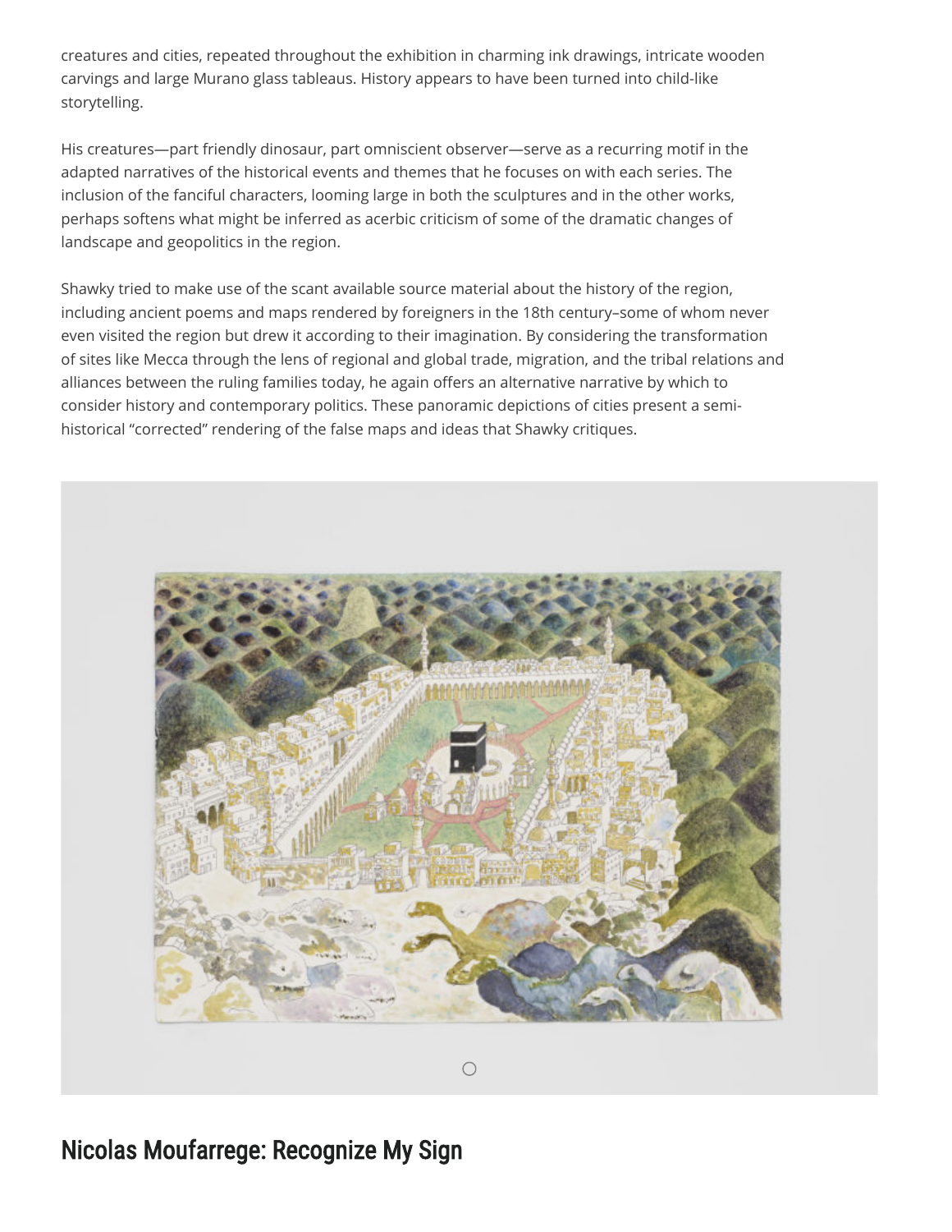creatures and cities, repeated throughout the exhibition in charming ink drawings, intricate wooden carvings and large Murano glass tableaus. History appears to have been turned into child-like storytelling.

His creatures—part friendly dinosaur, part omniscient observer—serve as a recurring motif in the adapted narratives of the historical events and themes that he focuses on with each series. The inclusion of the fanciful characters, looming large in both the sculptures and in the other works, perhaps softens what might be inferred as acerbic criticism of some of the dramatic changes of landscape and geopolitics in the region.

Shawky tried to make use of the scant available source material about the history of the region, including ancient poems and maps rendered by foreigners in the 18th century–some of whom never even visited the region but drew it according to their imagination. By considering the transformation of sites like Mecca through the lens of regional and global trade, migration, and the tribal relations and alliances between the ruling families today, he again offers an alternative narrative by which to consider history and contemporary politics. These panoramic depictions of cities present a semi-historical "corrected" rendering of the false maps and ideas that Shawky critiques.

## Nicolas Moufarrege: Recognize My Sign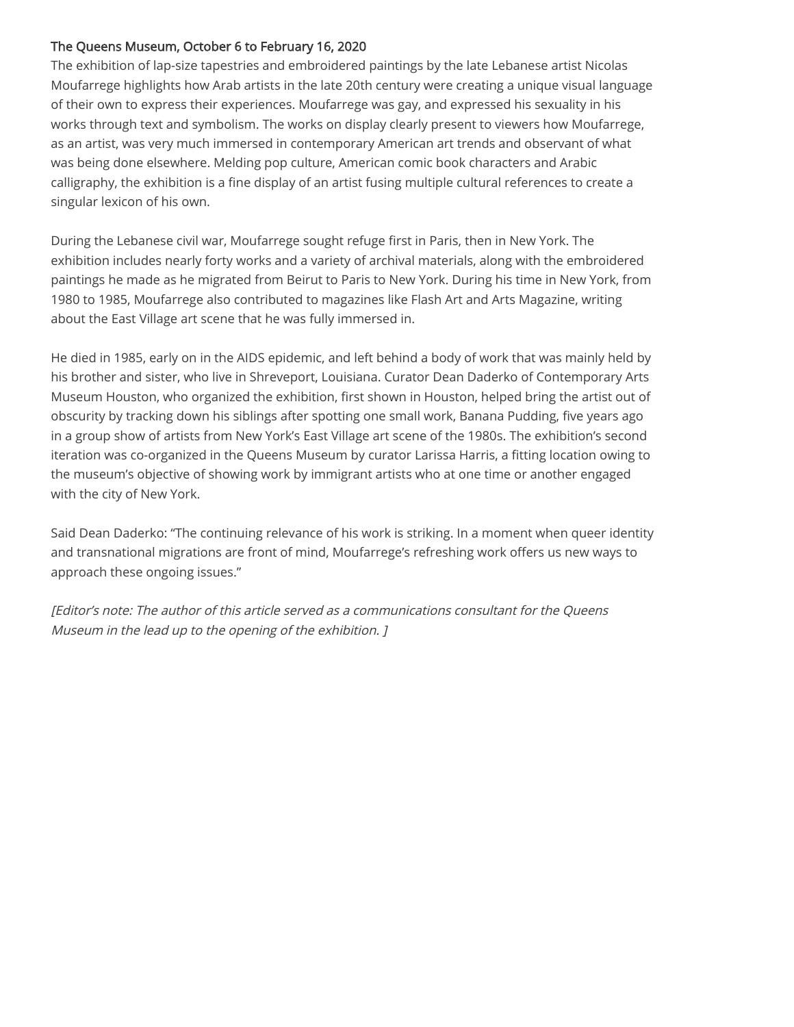**The Queens Museum, October 6 to February 16, 2020**

The exhibition of lap-size tapestries and embroidered paintings by the late Lebanese artist Nicolas Moufarrege highlights how Arab artists in the late 20th century were creating a unique visual language of their own to express their experiences. Moufarrege was gay, and expressed his sexuality in his works through text and symbolism. The works on display clearly present to viewers how Moufarrege, as an artist, was very much immersed in contemporary American art trends and observant of what was being done elsewhere. Melding pop culture, American comic book characters and Arabic calligraphy, the exhibition is a fine display of an artist fusing multiple cultural references to create a singular lexicon of his own.

During the Lebanese civil war, Moufarrege sought refuge first in Paris, then in New York. The exhibition includes nearly forty works and a variety of archival materials, along with the embroidered paintings he made as he migrated from Beirut to Paris to New York. During his time in New York, from 1980 to 1985, Moufarrege also contributed to magazines like Flash Art and Arts Magazine, writing about the East Village art scene that he was fully immersed in.

He died in 1985, early on in the AIDS epidemic, and left behind a body of work that was mainly held by his brother and sister, who live in Shreveport, Louisiana. Curator Dean Daderko of Contemporary Arts Museum Houston, who organized the exhibition, first shown in Houston, helped bring the artist out of obscurity by tracking down his siblings after spotting one small work, Banana Pudding, five years ago in a group show of artists from New York's East Village art scene of the 1980s. The exhibition's second iteration was co-organized in the Queens Museum by curator Larissa Harris, a fitting location owing to the museum's objective of showing work by immigrant artists who at one time or another engaged with the city of New York.

Said Dean Daderko: "The continuing relevance of his work is striking. In a moment when queer identity and transnational migrations are front of mind, Moufarrege's refreshing work offers us new ways to approach these ongoing issues."

*[Editor's note: The author of this article served as a communications consultant for the Queens Museum in the lead up to the opening of the exhibition. ]*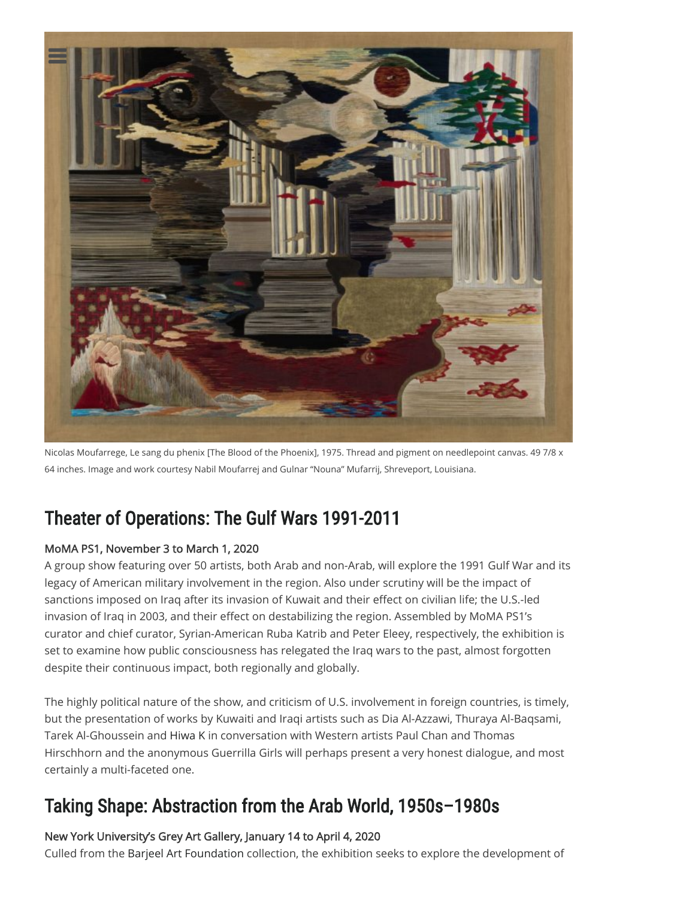Nicolas Moufarrege, Le sang du phenix [The Blood of the Phoenix], 1975. Thread and pigment on needlepoint canvas. 49 7/8 x 64 inches. Image and work courtesy Nabil Moufarrej and Gulnar "Nouna" Mufarrij, Shreveport, Louisiana.

## Theater of Operations: The Gulf Wars 1991-2011

MoMA PS1, November 3 to March 1, 2020

A group show featuring over 50 artists, both Arab and non-Arab, will explore the 1991 Gulf War and its legacy of American military involvement in the region. Also under scrutiny will be the impact of sanctions imposed on Iraq after its invasion of Kuwait and their effect on civilian life; the U.S.-led invasion of Iraq in 2003, and their effect on destabilizing the region. Assembled by MoMA PS1's curator and chief curator, Syrian-American Ruba Katrib and Peter Eleey, respectively, the exhibition is set to examine how public consciousness has relegated the Iraq wars to the past, almost forgotten despite their continuous impact, both regionally and globally.

The highly political nature of the show, and criticism of U.S. involvement in foreign countries, is timely, but the presentation of works by Kuwaiti and Iraqi artists such as Dia Al-Azzawi, Thuraya Al-Baqsami, Tarek Al-Ghoussein and Hiwa K in conversation with Western artists Paul Chan and Thomas Hirschhorn and the anonymous Guerrilla Girls will perhaps present a very honest dialogue, and most certainly a multi-faceted one.

## Taking Shape: Abstraction from the Arab World, 1950s–1980s

New York University's Grey Art Gallery, January 14 to April 4, 2020

Culled from the Barjeel Art Foundation collection, the exhibition seeks to explore the development of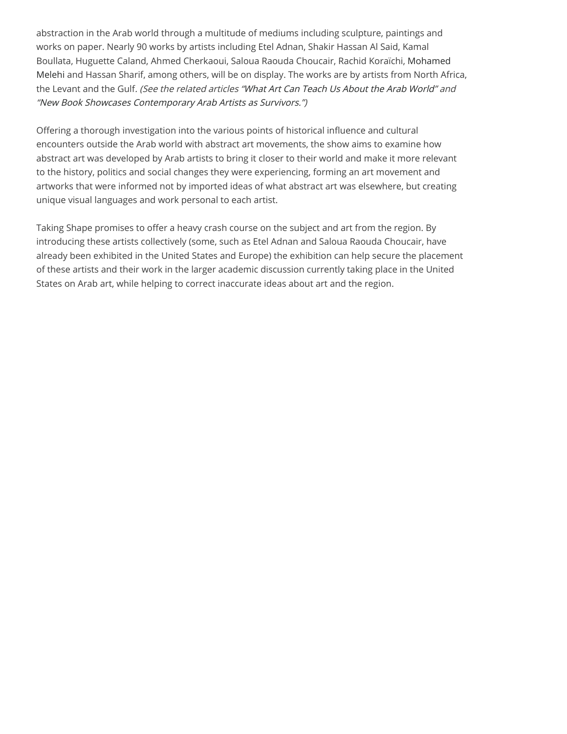abstraction in the Arab world through a multitude of mediums including sculpture, paintings and works on paper. Nearly 90 works by artists including Etel Adnan, Shakir Hassan Al Said, Kamal Boullata, Huguette Caland, Ahmed Cherkaoui, Saloua Raouda Choucair, Rachid Koraïchi, Mohamed Melehi and Hassan Sharif, among others, will be on display. The works are by artists from North Africa, the Levant and the Gulf. *(See the related articles "What Art Can Teach Us About the Arab World" and "New Book Showcases Contemporary Arab Artists as Survivors.")*

Offering a thorough investigation into the various points of historical influence and cultural encounters outside the Arab world with abstract art movements, the show aims to examine how abstract art was developed by Arab artists to bring it closer to their world and make it more relevant to the history, politics and social changes they were experiencing, forming an art movement and artworks that were informed not by imported ideas of what abstract art was elsewhere, but creating unique visual languages and work personal to each artist.

Taking Shape promises to offer a heavy crash course on the subject and art from the region. By introducing these artists collectively (some, such as Etel Adnan and Saloua Raouda Choucair, have already been exhibited in the United States and Europe) the exhibition can help secure the placement of these artists and their work in the larger academic discussion currently taking place in the United States on Arab art, while helping to correct inaccurate ideas about art and the region.